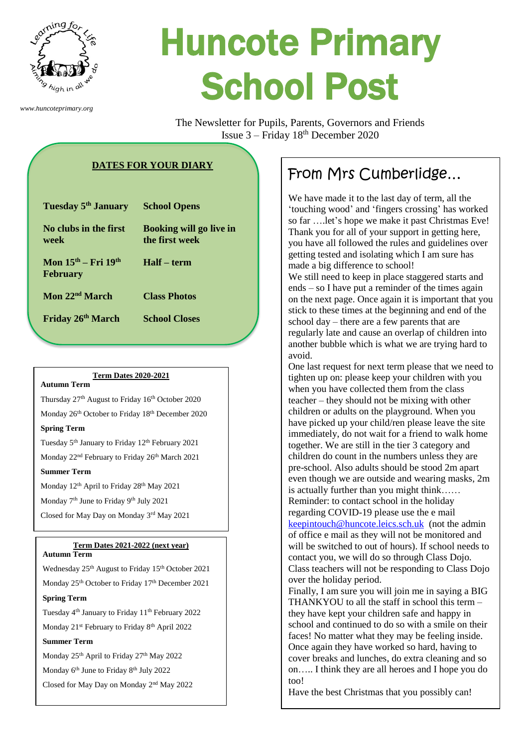www.huncoteprimary.org

# Huncote Primary School Post

The Newsletter for Pupils, Parents, Governors and Friends
Issue 3 – Friday 18th December 2020

## DATES FOR YOUR DIARY

| | |
|---|---|
| **Tuesday 5th January** | **School Opens** |
| **No clubs in the first week** | **Booking will go live in the first week** |
| **Mon 15th – Fri 19th February** | **Half – term** |
| **Mon 22nd March** | **Class Photos** |
| **Friday 26th March** | **School Closes** |

### Term Dates 2020-2021

**Autumn Term**

Thursday 27th August to Friday 16th October 2020

Monday 26th October to Friday 18th December 2020

**Spring Term**

Tuesday 5th January to Friday 12th February 2021

Monday 22nd February to Friday 26th March 2021

**Summer Term**

Monday 12th April to Friday 28th May 2021

Monday 7th June to Friday 9th July 2021

Closed for May Day on Monday 3rd May 2021

### Term Dates 2021-2022 (next year)

**Autumn Term**

Wednesday 25th August to Friday 15th October 2021

Monday 25th October to Friday 17th December 2021

**Spring Term**

Tuesday 4th January to Friday 11th February 2022

Monday 21st February to Friday 8th April 2022

**Summer Term**

Monday 25th April to Friday 27th May 2022

Monday 6th June to Friday 8th July 2022

Closed for May Day on Monday 2nd May 2022

## From Mrs Cumberlidge…

We have made it to the last day of term, all the 'touching wood' and 'fingers crossing' has worked so far ….let's hope we make it past Christmas Eve! Thank you for all of your support in getting here, you have all followed the rules and guidelines over getting tested and isolating which I am sure has made a big difference to school!

We still need to keep in place staggered starts and ends – so I have put a reminder of the times again on the next page. Once again it is important that you stick to these times at the beginning and end of the school day – there are a few parents that are regularly late and cause an overlap of children into another bubble which is what we are trying hard to avoid.

One last request for next term please that we need to tighten up on: please keep your children with you when you have collected them from the class teacher – they should not be mixing with other children or adults on the playground. When you have picked up your child/ren please leave the site immediately, do not wait for a friend to walk home together. We are still in the tier 3 category and children do count in the numbers unless they are pre-school. Also adults should be stood 2m apart even though we are outside and wearing masks, 2m is actually further than you might think……

Reminder: to contact school in the holiday regarding COVID-19 please use the e mail keepintouch@huncote.leics.sch.uk (not the admin of office e mail as they will not be monitored and will be switched to out of hours). If school needs to contact you, we will do so through Class Dojo. Class teachers will not be responding to Class Dojo over the holiday period.

Finally, I am sure you will join me in saying a BIG THANKYOU to all the staff in school this term – they have kept your children safe and happy in school and continued to do so with a smile on their faces! No matter what they may be feeling inside. Once again they have worked so hard, having to cover breaks and lunches, do extra cleaning and so on….. I think they are all heroes and I hope you do too!

Have the best Christmas that you possibly can!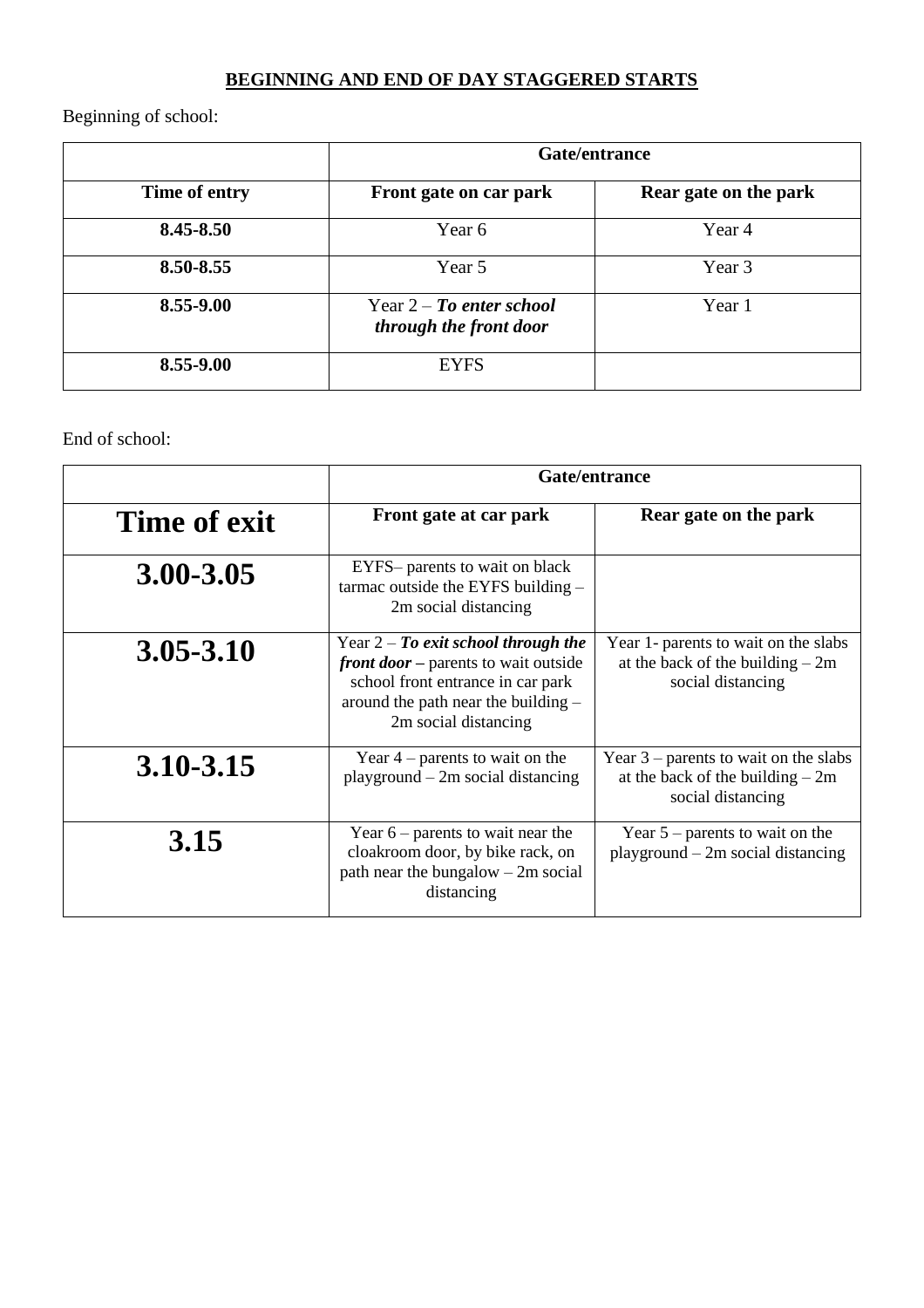**BEGINNING AND END OF DAY STAGGERED STARTS**

Beginning of school:

| | Gate/entrance | |
|---|---|---|
| **Time of entry** | **Front gate on car park** | **Rear gate on the park** |
| **8.45-8.50** | Year 6 | Year 4 |
| **8.50-8.55** | Year 5 | Year 3 |
| **8.55-9.00** | Year 2 – ***To enter school through the front door*** | Year 1 |
| **8.55-9.00** | EYFS | |

End of school:

| | Gate/entrance | |
|---|---|---|
| **Time of exit** | **Front gate at car park** | **Rear gate on the park** |
| **3.00-3.05** | EYFS– parents to wait on black tarmac outside the EYFS building – 2m social distancing | |
| **3.05-3.10** | Year 2 – ***To exit school through the front door*** **–** parents to wait outside school front entrance in car park around the path near the building – 2m social distancing | Year 1- parents to wait on the slabs at the back of the building – 2m social distancing |
| **3.10-3.15** | Year 4 – parents to wait on the playground – 2m social distancing | Year 3 – parents to wait on the slabs at the back of the building – 2m social distancing |
| **3.15** | Year 6 – parents to wait near the cloakroom door, by bike rack, on path near the bungalow – 2m social distancing | Year 5 – parents to wait on the playground – 2m social distancing |